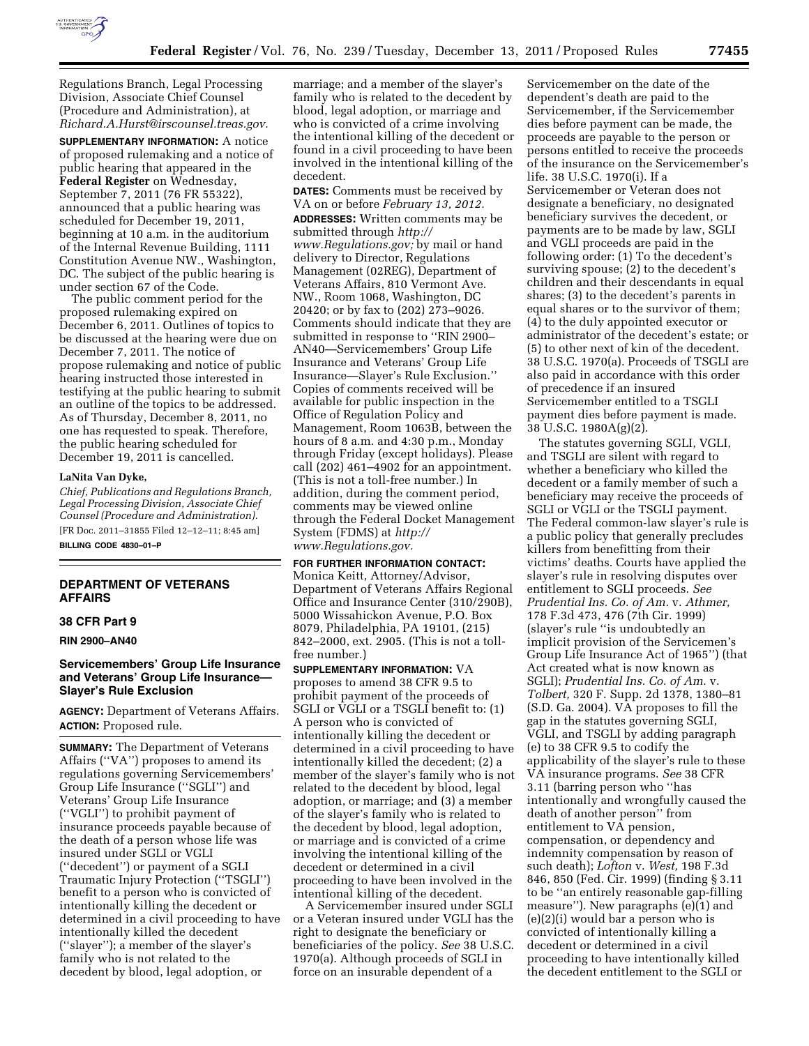Regulations Branch, Legal Processing Division, Associate Chief Counsel (Procedure and Administration), at *Richard.A.Hurst@irscounsel.treas.gov.*

**SUPPLEMENTARY INFORMATION:** A notice of proposed rulemaking and a notice of public hearing that appeared in the **Federal Register** on Wednesday, September 7, 2011 (76 FR 55322), announced that a public hearing was scheduled for December 19, 2011, beginning at 10 a.m. in the auditorium of the Internal Revenue Building, 1111 Constitution Avenue NW., Washington, DC. The subject of the public hearing is under section 67 of the Code.

The public comment period for the proposed rulemaking expired on December 6, 2011. Outlines of topics to be discussed at the hearing were due on December 7, 2011. The notice of propose rulemaking and notice of public hearing instructed those interested in testifying at the public hearing to submit an outline of the topics to be addressed. As of Thursday, December 8, 2011, no one has requested to speak. Therefore, the public hearing scheduled for December 19, 2011 is cancelled.

**LaNita Van Dyke,**

*Chief, Publications and Regulations Branch, Legal Processing Division, Associate Chief Counsel (Procedure and Administration).*

[FR Doc. 2011–31855 Filed 12–12–11; 8:45 am]

**BILLING CODE 4830–01–P**

---

## DEPARTMENT OF VETERANS AFFAIRS

### 38 CFR Part 9

**RIN 2900–AN40**

### Servicemembers' Group Life Insurance and Veterans' Group Life Insurance—Slayer's Rule Exclusion

**AGENCY:** Department of Veterans Affairs.

**ACTION:** Proposed rule.

**SUMMARY:** The Department of Veterans Affairs (''VA'') proposes to amend its regulations governing Servicemembers' Group Life Insurance (''SGLI'') and Veterans' Group Life Insurance (''VGLI'') to prohibit payment of insurance proceeds payable because of the death of a person whose life was insured under SGLI or VGLI (''decedent'') or payment of a SGLI Traumatic Injury Protection (''TSGLI'') benefit to a person who is convicted of intentionally killing the decedent or determined in a civil proceeding to have intentionally killed the decedent (''slayer''); a member of the slayer's family who is not related to the decedent by blood, legal adoption, or marriage; and a member of the slayer's family who is related to the decedent by blood, legal adoption, or marriage and who is convicted of a crime involving the intentional killing of the decedent or found in a civil proceeding to have been involved in the intentional killing of the decedent.

**DATES:** Comments must be received by VA on or before *February 13, 2012.*

**ADDRESSES:** Written comments may be submitted through *http://www.Regulations.gov;* by mail or hand delivery to Director, Regulations Management (02REG), Department of Veterans Affairs, 810 Vermont Ave. NW., Room 1068, Washington, DC 20420; or by fax to (202) 273–9026. Comments should indicate that they are submitted in response to ''RIN 2900–AN40—Servicemembers' Group Life Insurance and Veterans' Group Life Insurance—Slayer's Rule Exclusion.'' Copies of comments received will be available for public inspection in the Office of Regulation Policy and Management, Room 1063B, between the hours of 8 a.m. and 4:30 p.m., Monday through Friday (except holidays). Please call (202) 461–4902 for an appointment. (This is not a toll-free number.) In addition, during the comment period, comments may be viewed online through the Federal Docket Management System (FDMS) at *http://www.Regulations.gov.*

**FOR FURTHER INFORMATION CONTACT:** Monica Keitt, Attorney/Advisor, Department of Veterans Affairs Regional Office and Insurance Center (310/290B), 5000 Wissahickon Avenue, P.O. Box 8079, Philadelphia, PA 19101, (215) 842–2000, ext. 2905. (This is not a toll-free number.)

**SUPPLEMENTARY INFORMATION:** VA proposes to amend 38 CFR 9.5 to prohibit payment of the proceeds of SGLI or VGLI or a TSGLI benefit to: (1) A person who is convicted of intentionally killing the decedent or determined in a civil proceeding to have intentionally killed the decedent; (2) a member of the slayer's family who is not related to the decedent by blood, legal adoption, or marriage; and (3) a member of the slayer's family who is related to the decedent by blood, legal adoption, or marriage and is convicted of a crime involving the intentional killing of the decedent or determined in a civil proceeding to have been involved in the intentional killing of the decedent.

A Servicemember insured under SGLI or a Veteran insured under VGLI has the right to designate the beneficiary or beneficiaries of the policy. *See* 38 U.S.C. 1970(a). Although proceeds of SGLI in force on an insurable dependent of a Servicemember on the date of the dependent's death are paid to the Servicemember, if the Servicemember dies before payment can be made, the proceeds are payable to the person or persons entitled to receive the proceeds of the insurance on the Servicemember's life. 38 U.S.C. 1970(i). If a Servicemember or Veteran does not designate a beneficiary, no designated beneficiary survives the decedent, or payments are to be made by law, SGLI and VGLI proceeds are paid in the following order: (1) To the decedent's surviving spouse; (2) to the decedent's children and their descendants in equal shares; (3) to the decedent's parents in equal shares or to the survivor of them; (4) to the duly appointed executor or administrator of the decedent's estate; or (5) to other next of kin of the decedent. 38 U.S.C. 1970(a). Proceeds of TSGLI are also paid in accordance with this order of precedence if an insured Servicemember entitled to a TSGLI payment dies before payment is made. 38 U.S.C. 1980A(g)(2).

The statutes governing SGLI, VGLI, and TSGLI are silent with regard to whether a beneficiary who killed the decedent or a family member of such a beneficiary may receive the proceeds of SGLI or VGLI or the TSGLI payment. The Federal common-law slayer's rule is a public policy that generally precludes killers from benefitting from their victims' deaths. Courts have applied the slayer's rule in resolving disputes over entitlement to SGLI proceeds. *See Prudential Ins. Co. of Am.* v. *Athmer,* 178 F.3d 473, 476 (7th Cir. 1999) (slayer's rule ''is undoubtedly an implicit provision of the Servicemen's Group Life Insurance Act of 1965'') (that Act created what is now known as SGLI); *Prudential Ins. Co. of Am.* v. *Tolbert,* 320 F. Supp. 2d 1378, 1380–81 (S.D. Ga. 2004). VA proposes to fill the gap in the statutes governing SGLI, VGLI, and TSGLI by adding paragraph (e) to 38 CFR 9.5 to codify the applicability of the slayer's rule to these VA insurance programs. *See* 38 CFR 3.11 (barring person who ''has intentionally and wrongfully caused the death of another person'' from entitlement to VA pension, compensation, or dependency and indemnity compensation by reason of such death); *Lofton* v. *West,* 198 F.3d 846, 850 (Fed. Cir. 1999) (finding § 3.11 to be ''an entirely reasonable gap-filling measure''). New paragraphs (e)(1) and (e)(2)(i) would bar a person who is convicted of intentionally killing a decedent or determined in a civil proceeding to have intentionally killed the decedent entitlement to the SGLI or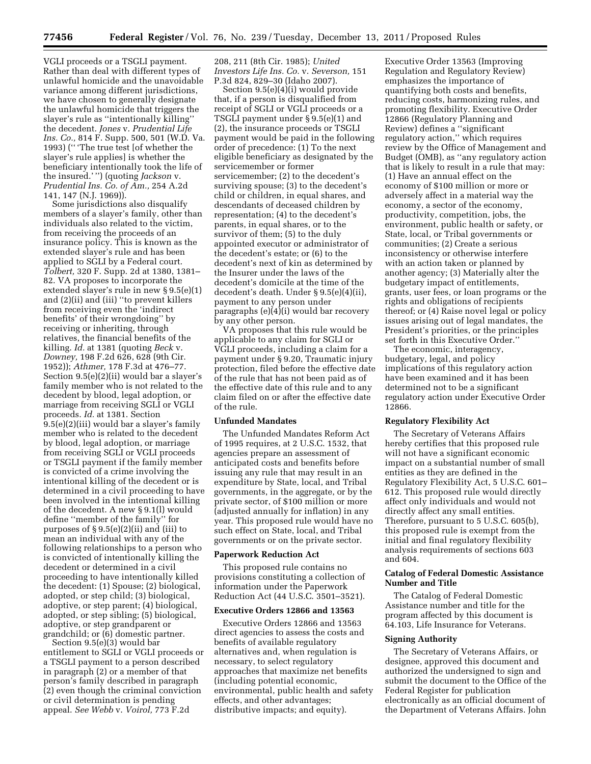VGLI proceeds or a TSGLI payment. Rather than deal with different types of unlawful homicide and the unavoidable variance among different jurisdictions, we have chosen to generally designate the unlawful homicide that triggers the slayer's rule as "intentionally killing" the decedent. *Jones* v. *Prudential Life Ins. Co.,* 814 F. Supp. 500, 501 (W.D. Va. 1993) ("'The true test [of whether the slayer's rule applies] is whether the beneficiary intentionally took the life of the insured.'") (quoting *Jackson* v. *Prudential Ins. Co. of Am.,* 254 A.2d 141, 147 (N.J. 1969)).

Some jurisdictions also disqualify members of a slayer's family, other than individuals also related to the victim, from receiving the proceeds of an insurance policy. This is known as the extended slayer's rule and has been applied to SGLI by a Federal court. *Tolbert,* 320 F. Supp. 2d at 1380, 1381–82. VA proposes to incorporate the extended slayer's rule in new § 9.5(e)(1) and (2)(ii) and (iii) "to prevent killers from receiving even the 'indirect benefits' of their wrongdoing" by receiving or inheriting, through relatives, the financial benefits of the killing. *Id.* at 1381 (quoting *Beck* v. *Downey,* 198 F.2d 626, 628 (9th Cir. 1952)); *Athmer,* 178 F.3d at 476–77. Section 9.5(e)(2)(ii) would bar a slayer's family member who is not related to the decedent by blood, legal adoption, or marriage from receiving SGLI or VGLI proceeds. *Id.* at 1381. Section 9.5(e)(2)(iii) would bar a slayer's family member who is related to the decedent by blood, legal adoption, or marriage from receiving SGLI or VGLI proceeds or TSGLI payment if the family member is convicted of a crime involving the intentional killing of the decedent or is determined in a civil proceeding to have been involved in the intentional killing of the decedent. A new § 9.1(l) would define "member of the family" for purposes of § 9.5(e)(2)(ii) and (iii) to mean an individual with any of the following relationships to a person who is convicted of intentionally killing the decedent or determined in a civil proceeding to have intentionally killed the decedent: (1) Spouse; (2) biological, adopted, or step child; (3) biological, adoptive, or step parent; (4) biological, adopted, or step sibling; (5) biological, adoptive, or step grandparent or grandchild; or (6) domestic partner.

Section 9.5(e)(3) would bar entitlement to SGLI or VGLI proceeds or a TSGLI payment to a person described in paragraph (2) or a member of that person's family described in paragraph (2) even though the criminal conviction or civil determination is pending appeal. *See Webb* v. *Voirol,* 773 F.2d 208, 211 (8th Cir. 1985); *United Investors Life Ins. Co.* v. *Severson,* 151 P.3d 824, 829–30 (Idaho 2007).

Section 9.5(e)(4)(i) would provide that, if a person is disqualified from receipt of SGLI or VGLI proceeds or a TSGLI payment under § 9.5(e)(1) and (2), the insurance proceeds or TSGLI payment would be paid in the following order of precedence: (1) To the next eligible beneficiary as designated by the servicemember or former servicemember; (2) to the decedent's surviving spouse; (3) to the decedent's child or children, in equal shares, and descendants of deceased children by representation; (4) to the decedent's parents, in equal shares, or to the survivor of them; (5) to the duly appointed executor or administrator of the decedent's estate; or (6) to the decedent's next of kin as determined by the Insurer under the laws of the decedent's domicile at the time of the decedent's death. Under § 9.5(e)(4)(ii), payment to any person under paragraphs (e)(4)(i) would bar recovery by any other person.

VA proposes that this rule would be applicable to any claim for SGLI or VGLI proceeds, including a claim for a payment under § 9.20, Traumatic injury protection, filed before the effective date of the rule that has not been paid as of the effective date of this rule and to any claim filed on or after the effective date of the rule.

## Unfunded Mandates

The Unfunded Mandates Reform Act of 1995 requires, at 2 U.S.C. 1532, that agencies prepare an assessment of anticipated costs and benefits before issuing any rule that may result in an expenditure by State, local, and Tribal governments, in the aggregate, or by the private sector, of $100 million or more (adjusted annually for inflation) in any year. This proposed rule would have no such effect on State, local, and Tribal governments or on the private sector.

## Paperwork Reduction Act

This proposed rule contains no provisions constituting a collection of information under the Paperwork Reduction Act (44 U.S.C. 3501–3521).

## Executive Orders 12866 and 13563

Executive Orders 12866 and 13563 direct agencies to assess the costs and benefits of available regulatory alternatives and, when regulation is necessary, to select regulatory approaches that maximize net benefits (including potential economic, environmental, public health and safety effects, and other advantages; distributive impacts; and equity). Executive Order 13563 (Improving Regulation and Regulatory Review) emphasizes the importance of quantifying both costs and benefits, reducing costs, harmonizing rules, and promoting flexibility. Executive Order 12866 (Regulatory Planning and Review) defines a "significant regulatory action," which requires review by the Office of Management and Budget (OMB), as "any regulatory action that is likely to result in a rule that may: (1) Have an annual effect on the economy of $100 million or more or adversely affect in a material way the economy, a sector of the economy, productivity, competition, jobs, the environment, public health or safety, or State, local, or Tribal governments or communities; (2) Create a serious inconsistency or otherwise interfere with an action taken or planned by another agency; (3) Materially alter the budgetary impact of entitlements, grants, user fees, or loan programs or the rights and obligations of recipients thereof; or (4) Raise novel legal or policy issues arising out of legal mandates, the President's priorities, or the principles set forth in this Executive Order."

The economic, interagency, budgetary, legal, and policy implications of this regulatory action have been examined and it has been determined not to be a significant regulatory action under Executive Order 12866.

## Regulatory Flexibility Act

The Secretary of Veterans Affairs hereby certifies that this proposed rule will not have a significant economic impact on a substantial number of small entities as they are defined in the Regulatory Flexibility Act, 5 U.S.C. 601–612. This proposed rule would directly affect only individuals and would not directly affect any small entities. Therefore, pursuant to 5 U.S.C. 605(b), this proposed rule is exempt from the initial and final regulatory flexibility analysis requirements of sections 603 and 604.

## Catalog of Federal Domestic Assistance Number and Title

The Catalog of Federal Domestic Assistance number and title for the program affected by this document is 64.103, Life Insurance for Veterans.

## Signing Authority

The Secretary of Veterans Affairs, or designee, approved this document and authorized the undersigned to sign and submit the document to the Office of the Federal Register for publication electronically as an official document of the Department of Veterans Affairs. John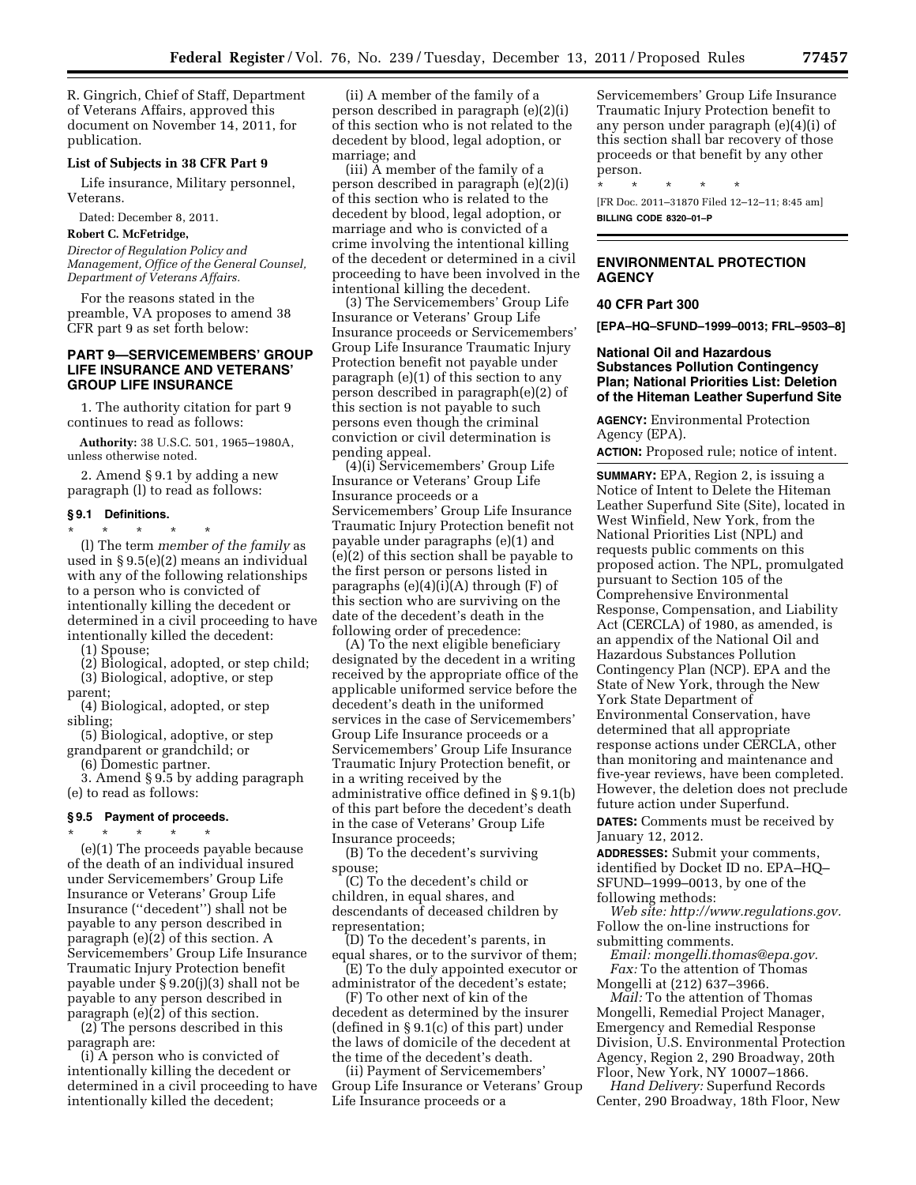R. Gingrich, Chief of Staff, Department of Veterans Affairs, approved this document on November 14, 2011, for publication.

**List of Subjects in 38 CFR Part 9**

Life insurance, Military personnel, Veterans.

Dated: December 8, 2011.

**Robert C. McFetridge,**

*Director of Regulation Policy and Management, Office of the General Counsel, Department of Veterans Affairs.*

For the reasons stated in the preamble, VA proposes to amend 38 CFR part 9 as set forth below:

## PART 9—SERVICEMEMBERS' GROUP LIFE INSURANCE AND VETERANS' GROUP LIFE INSURANCE

1. The authority citation for part 9 continues to read as follows:

**Authority:** 38 U.S.C. 501, 1965–1980A, unless otherwise noted.

2. Amend § 9.1 by adding a new paragraph (l) to read as follows:

### § 9.1 Definitions.

\* \* \* \* \*

(l) The term *member of the family* as used in § 9.5(e)(2) means an individual with any of the following relationships to a person who is convicted of intentionally killing the decedent or determined in a civil proceeding to have intentionally killed the decedent:

(1) Spouse;

(2) Biological, adopted, or step child;

(3) Biological, adoptive, or step parent;

(4) Biological, adopted, or step sibling;

(5) Biological, adoptive, or step grandparent or grandchild; or

(6) Domestic partner.

3. Amend § 9.5 by adding paragraph (e) to read as follows:

### § 9.5 Payment of proceeds.

\* \* \* \* \*

(e)(1) The proceeds payable because of the death of an individual insured under Servicemembers' Group Life Insurance or Veterans' Group Life Insurance (''decedent'') shall not be payable to any person described in paragraph (e)(2) of this section. A Servicemembers' Group Life Insurance Traumatic Injury Protection benefit payable under § 9.20(j)(3) shall not be payable to any person described in paragraph (e)(2) of this section.

(2) The persons described in this paragraph are:

(i) A person who is convicted of intentionally killing the decedent or determined in a civil proceeding to have intentionally killed the decedent;

(ii) A member of the family of a person described in paragraph (e)(2)(i) of this section who is not related to the decedent by blood, legal adoption, or marriage; and

(iii) A member of the family of a person described in paragraph (e)(2)(i) of this section who is related to the decedent by blood, legal adoption, or marriage and who is convicted of a crime involving the intentional killing of the decedent or determined in a civil proceeding to have been involved in the intentional killing the decedent.

(3) The Servicemembers' Group Life Insurance or Veterans' Group Life Insurance proceeds or Servicemembers' Group Life Insurance Traumatic Injury Protection benefit not payable under paragraph (e)(1) of this section to any person described in paragraph(e)(2) of this section is not payable to such persons even though the criminal conviction or civil determination is pending appeal.

(4)(i) Servicemembers' Group Life Insurance or Veterans' Group Life Insurance proceeds or a Servicemembers' Group Life Insurance Traumatic Injury Protection benefit not payable under paragraphs (e)(1) and (e)(2) of this section shall be payable to the first person or persons listed in paragraphs (e)(4)(i)(A) through (F) of this section who are surviving on the date of the decedent's death in the following order of precedence:

(A) To the next eligible beneficiary designated by the decedent in a writing received by the appropriate office of the applicable uniformed service before the decedent's death in the uniformed services in the case of Servicemembers' Group Life Insurance proceeds or a Servicemembers' Group Life Insurance Traumatic Injury Protection benefit, or in a writing received by the administrative office defined in § 9.1(b) of this part before the decedent's death in the case of Veterans' Group Life Insurance proceeds;

(B) To the decedent's surviving spouse;

(C) To the decedent's child or children, in equal shares, and descendants of deceased children by representation;

(D) To the decedent's parents, in equal shares, or to the survivor of them;

(E) To the duly appointed executor or administrator of the decedent's estate;

(F) To other next of kin of the decedent as determined by the insurer (defined in § 9.1(c) of this part) under the laws of domicile of the decedent at the time of the decedent's death.

(ii) Payment of Servicemembers' Group Life Insurance or Veterans' Group Life Insurance proceeds or a Servicemembers' Group Life Insurance Traumatic Injury Protection benefit to any person under paragraph (e)(4)(i) of this section shall bar recovery of those proceeds or that benefit by any other person.

\* \* \* \* \*

[FR Doc. 2011–31870 Filed 12–12–11; 8:45 am]

**BILLING CODE 8320–01–P**

## ENVIRONMENTAL PROTECTION AGENCY

### 40 CFR Part 300

**[EPA–HQ–SFUND–1999–0013; FRL–9503–8]**

### National Oil and Hazardous Substances Pollution Contingency Plan; National Priorities List: Deletion of the Hiteman Leather Superfund Site

**AGENCY:** Environmental Protection Agency (EPA).

**ACTION:** Proposed rule; notice of intent.

**SUMMARY:** EPA, Region 2, is issuing a Notice of Intent to Delete the Hiteman Leather Superfund Site (Site), located in West Winfield, New York, from the National Priorities List (NPL) and requests public comments on this proposed action. The NPL, promulgated pursuant to Section 105 of the Comprehensive Environmental Response, Compensation, and Liability Act (CERCLA) of 1980, as amended, is an appendix of the National Oil and Hazardous Substances Pollution Contingency Plan (NCP). EPA and the State of New York, through the New York State Department of Environmental Conservation, have determined that all appropriate response actions under CERCLA, other than monitoring and maintenance and five-year reviews, have been completed. However, the deletion does not preclude future action under Superfund.

**DATES:** Comments must be received by January 12, 2012.

**ADDRESSES:** Submit your comments, identified by Docket ID no. EPA–HQ–SFUND–1999–0013, by one of the following methods:

*Web site: http://www.regulations.gov.* Follow the on-line instructions for submitting comments.

*Email: mongelli.thomas@epa.gov.*

*Fax:* To the attention of Thomas Mongelli at (212) 637–3966.

*Mail:* To the attention of Thomas Mongelli, Remedial Project Manager, Emergency and Remedial Response Division, U.S. Environmental Protection Agency, Region 2, 290 Broadway, 20th Floor, New York, NY 10007–1866.

*Hand Delivery:* Superfund Records Center, 290 Broadway, 18th Floor, New